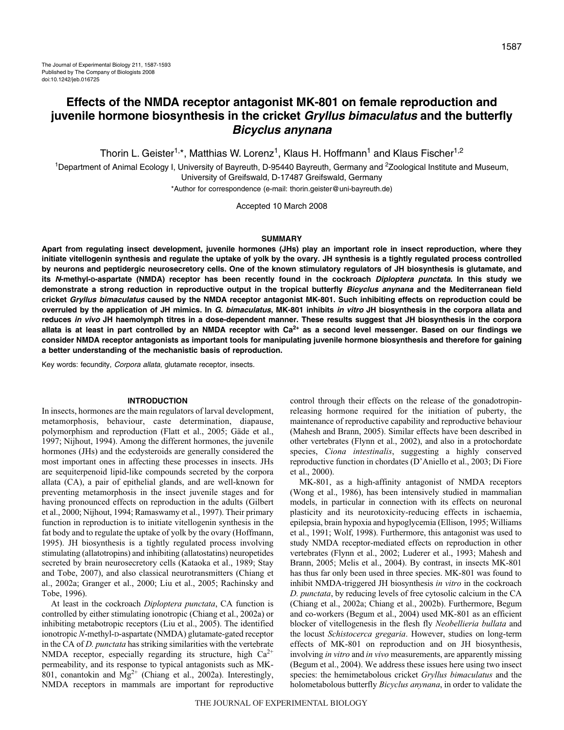The Journal of Experimental Biology 211, 1587-1593
Published by The Company of Biologists 2008
doi:10.1242/jeb.016725

# Effects of the NMDA receptor antagonist MK-801 on female reproduction and juvenile hormone biosynthesis in the cricket *Gryllus bimaculatus* and the butterfly *Bicyclus anynana*

Thorin L. Geister[1,*], Matthias W. Lorenz[1], Klaus H. Hoffmann[1] and Klaus Fischer[1,2]

[1]Department of Animal Ecology I, University of Bayreuth, D-95440 Bayreuth, Germany and [2]Zoological Institute and Museum, University of Greifswald, D-17487 Greifswald, Germany

*Author for correspondence (e-mail: thorin.geister@uni-bayreuth.de)

Accepted 10 March 2008

## SUMMARY

**Apart from regulating insect development, juvenile hormones (JHs) play an important role in insect reproduction, where they initiate vitellogenin synthesis and regulate the uptake of yolk by the ovary. JH synthesis is a tightly regulated process controlled by neurons and peptidergic neurosecretory cells. One of the known stimulatory regulators of JH biosynthesis is glutamate, and its *N*-methyl-D-aspartate (NMDA) receptor has been recently found in the cockroach *Diploptera punctata*. In this study we demonstrate a strong reduction in reproductive output in the tropical butterfly *Bicyclus anynana* and the Mediterranean field cricket *Gryllus bimaculatus* caused by the NMDA receptor antagonist MK-801. Such inhibiting effects on reproduction could be overruled by the application of JH mimics. In *G. bimaculatus*, MK-801 inhibits *in vitro* JH biosynthesis in the corpora allata and reduces *in vivo* JH haemolymph titres in a dose-dependent manner. These results suggest that JH biosynthesis in the corpora allata is at least in part controlled by an NMDA receptor with $Ca^{2+}$ as a second level messenger. Based on our findings we consider NMDA receptor antagonists as important tools for manipulating juvenile hormone biosynthesis and therefore for gaining a better understanding of the mechanistic basis of reproduction.**

Key words: fecundity, *Corpora allata*, glutamate receptor, insects.

## INTRODUCTION

In insects, hormones are the main regulators of larval development, metamorphosis, behaviour, caste determination, diapause, polymorphism and reproduction (Flatt et al., 2005; Gäde et al., 1997; Nijhout, 1994). Among the different hormones, the juvenile hormones (JHs) and the ecdysteroids are generally considered the most important ones in affecting these processes in insects. JHs are sequiterpenoid lipid-like compounds secreted by the corpora allata (CA), a pair of epithelial glands, and are well-known for preventing metamorphosis in the insect juvenile stages and for having pronounced effects on reproduction in the adults (Gilbert et al., 2000; Nijhout, 1994; Ramaswamy et al., 1997). Their primary function in reproduction is to initiate vitellogenin synthesis in the fat body and to regulate the uptake of yolk by the ovary (Hoffmann, 1995). JH biosynthesis is a tightly regulated process involving stimulating (allatotropins) and inhibiting (allatostatins) neuropetides secreted by brain neurosecretory cells (Kataoka et al., 1989; Stay and Tobe, 2007), and also classical neurotransmitters (Chiang et al., 2002a; Granger et al., 2000; Liu et al., 2005; Rachinsky and Tobe, 1996).

At least in the cockroach *Diploptera punctata*, CA function is controlled by either stimulating ionotropic (Chiang et al., 2002a) or inhibiting metabotropic receptors (Liu et al., 2005). The identified ionotropic *N*-methyl-D-aspartate (NMDA) glutamate-gated receptor in the CA of *D. punctata* has striking similarities with the vertebrate NMDA receptor, especially regarding its structure, high $Ca^{2+}$ permeability, and its response to typical antagonists such as MK-801, conantokin and $Mg^{2+}$ (Chiang et al., 2002a). Interestingly, NMDA receptors in mammals are important for reproductive control through their effects on the release of the gonadotropin-releasing hormone required for the initiation of puberty, the maintenance of reproductive capability and reproductive behaviour (Mahesh and Brann, 2005). Similar effects have been described in other vertebrates (Flynn et al., 2002), and also in a protochordate species, *Ciona intestinalis*, suggesting a highly conserved reproductive function in chordates (D'Aniello et al., 2003; Di Fiore et al., 2000).

MK-801, as a high-affinity antagonist of NMDA receptors (Wong et al., 1986), has been intensively studied in mammalian models, in particular in connection with its effects on neuronal plasticity and its neurotoxicity-reducing effects in ischaemia, epilepsia, brain hypoxia and hypoglycemia (Ellison, 1995; Williams et al., 1991; Wolf, 1998). Furthermore, this antagonist was used to study NMDA receptor-mediated effects on reproduction in other vertebrates (Flynn et al., 2002; Luderer et al., 1993; Mahesh and Brann, 2005; Melis et al., 2004). By contrast, in insects MK-801 has thus far only been used in three species. MK-801 was found to inhibit NMDA-triggered JH biosynthesis *in vitro* in the cockroach *D. punctata*, by reducing levels of free cytosolic calcium in the CA (Chiang et al., 2002a; Chiang et al., 2002b). Furthermore, Begum and co-workers (Begum et al., 2004) used MK-801 as an efficient blocker of vitellogenesis in the flesh fly *Neobellieria bullata* and the locust *Schistocerca gregaria*. However, studies on long-term effects of MK-801 on reproduction and on JH biosynthesis, involving *in vitro* and *in vivo* measurements, are apparently missing (Begum et al., 2004). We address these issues here using two insect species: the hemimetabolous cricket *Gryllus bimaculatus* and the holometabolous butterfly *Bicyclus anynana*, in order to validate the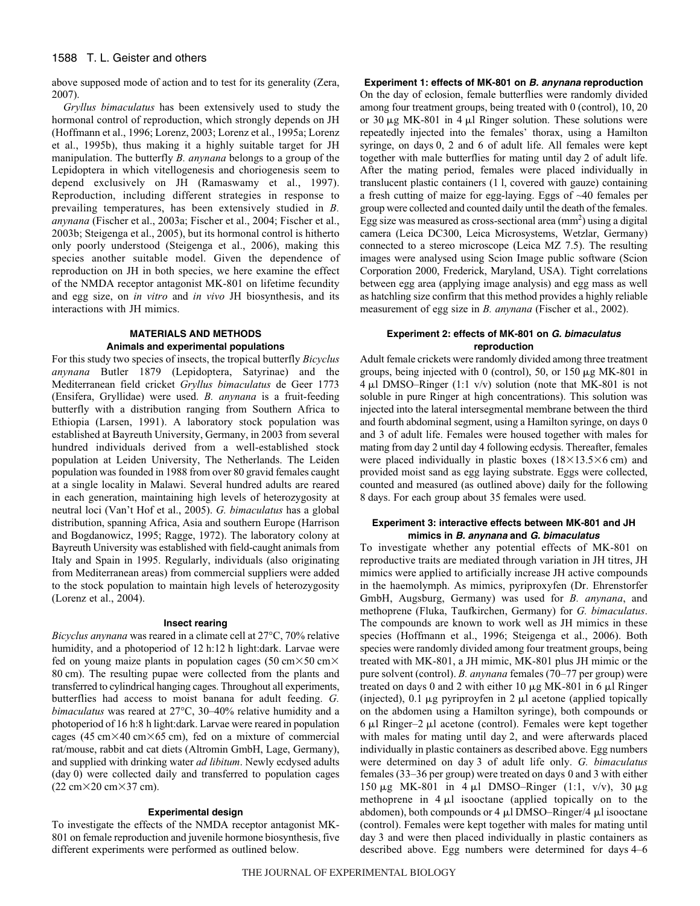above supposed mode of action and to test for its generality (Zera, 2007).

*Gryllus bimaculatus* has been extensively used to study the hormonal control of reproduction, which strongly depends on JH (Hoffmann et al., 1996; Lorenz, 2003; Lorenz et al., 1995a; Lorenz et al., 1995b), thus making it a highly suitable target for JH manipulation. The butterfly *B. anynana* belongs to a group of the Lepidoptera in which vitellogenesis and choriogenesis seem to depend exclusively on JH (Ramaswamy et al., 1997). Reproduction, including different strategies in response to prevailing temperatures, has been extensively studied in *B. anynana* (Fischer et al., 2003a; Fischer et al., 2004; Fischer et al., 2003b; Steigenga et al., 2005), but its hormonal control is hitherto only poorly understood (Steigenga et al., 2006), making this species another suitable model. Given the dependence of reproduction on JH in both species, we here examine the effect of the NMDA receptor antagonist MK-801 on lifetime fecundity and egg size, on *in vitro* and *in vivo* JH biosynthesis, and its interactions with JH mimics.

## MATERIALS AND METHODS

### Animals and experimental populations

For this study two species of insects, the tropical butterfly *Bicyclus anynana* Butler 1879 (Lepidoptera, Satyrinae) and the Mediterranean field cricket *Gryllus bimaculatus* de Geer 1773 (Ensifera, Gryllidae) were used. *B. anynana* is a fruit-feeding butterfly with a distribution ranging from Southern Africa to Ethiopia (Larsen, 1991). A laboratory stock population was established at Bayreuth University, Germany, in 2003 from several hundred individuals derived from a well-established stock population at Leiden University, The Netherlands. The Leiden population was founded in 1988 from over 80 gravid females caught at a single locality in Malawi. Several hundred adults are reared in each generation, maintaining high levels of heterozygosity at neutral loci (Van't Hof et al., 2005). *G. bimaculatus* has a global distribution, spanning Africa, Asia and southern Europe (Harrison and Bogdanowicz, 1995; Ragge, 1972). The laboratory colony at Bayreuth University was established with field-caught animals from Italy and Spain in 1995. Regularly, individuals (also originating from Mediterranean areas) from commercial suppliers were added to the stock population to maintain high levels of heterozygosity (Lorenz et al., 2004).

### Insect rearing

*Bicyclus anynana* was reared in a climate cell at 27°C, 70% relative humidity, and a photoperiod of 12 h:12 h light:dark. Larvae were fed on young maize plants in population cages (50 cm×50 cm×80 cm). The resulting pupae were collected from the plants and transferred to cylindrical hanging cages. Throughout all experiments, butterflies had access to moist banana for adult feeding. *G. bimaculatus* was reared at 27°C, 30–40% relative humidity and a photoperiod of 16 h:8 h light:dark. Larvae were reared in population cages (45 cm×40 cm×65 cm), fed on a mixture of commercial rat/mouse, rabbit and cat diets (Altromin GmbH, Lage, Germany), and supplied with drinking water *ad libitum*. Newly ecdysed adults (day 0) were collected daily and transferred to population cages (22 cm×20 cm×37 cm).

### Experimental design

To investigate the effects of the NMDA receptor antagonist MK-801 on female reproduction and juvenile hormone biosynthesis, five different experiments were performed as outlined below.

#### Experiment 1: effects of MK-801 on *B. anynana* reproduction

On the day of eclosion, female butterflies were randomly divided among four treatment groups, being treated with 0 (control), 10, 20 or 30 μg MK-801 in 4 μl Ringer solution. These solutions were repeatedly injected into the females' thorax, using a Hamilton syringe, on days 0, 2 and 6 of adult life. All females were kept together with male butterflies for mating until day 2 of adult life. After the mating period, females were placed individually in translucent plastic containers (1 l, covered with gauze) containing a fresh cutting of maize for egg-laying. Eggs of ~40 females per group were collected and counted daily until the death of the females. Egg size was measured as cross-sectional area (mm$^2$) using a digital camera (Leica DC300, Leica Microsystems, Wetzlar, Germany) connected to a stereo microscope (Leica MZ 7.5). The resulting images were analysed using Scion Image public software (Scion Corporation 2000, Frederick, Maryland, USA). Tight correlations between egg area (applying image analysis) and egg mass as well as hatchling size confirm that this method provides a highly reliable measurement of egg size in *B. anynana* (Fischer et al., 2002).

#### Experiment 2: effects of MK-801 on *G. bimaculatus* reproduction

Adult female crickets were randomly divided among three treatment groups, being injected with 0 (control), 50, or 150 μg MK-801 in 4 μl DMSO–Ringer (1:1 v/v) solution (note that MK-801 is not soluble in pure Ringer at high concentrations). This solution was injected into the lateral intersegmental membrane between the third and fourth abdominal segment, using a Hamilton syringe, on days 0 and 3 of adult life. Females were housed together with males for mating from day 2 until day 4 following ecdysis. Thereafter, females were placed individually in plastic boxes (18×13.5×6 cm) and provided moist sand as egg laying substrate. Eggs were collected, counted and measured (as outlined above) daily for the following 8 days. For each group about 35 females were used.

#### Experiment 3: interactive effects between MK-801 and JH mimics in *B. anynana* and *G. bimaculatus*

To investigate whether any potential effects of MK-801 on reproductive traits are mediated through variation in JH titres, JH mimics were applied to artificially increase JH active compounds in the haemolymph. As mimics, pyriproxyfen (Dr. Ehrenstorfer GmbH, Augsburg, Germany) was used for *B. anynana*, and methoprene (Fluka, Taufkirchen, Germany) for *G. bimaculatus*. The compounds are known to work well as JH mimics in these species (Hoffmann et al., 1996; Steigenga et al., 2006). Both species were randomly divided among four treatment groups, being treated with MK-801, a JH mimic, MK-801 plus JH mimic or the pure solvent (control). *B. anynana* females (70–77 per group) were treated on days 0 and 2 with either 10 μg MK-801 in 6 μl Ringer (injected), 0.1 μg pyriproyfen in 2 μl acetone (applied topically on the abdomen using a Hamilton syringe), both compounds or 6 μl Ringer–2 μl acetone (control). Females were kept together with males for mating until day 2, and were afterwards placed individually in plastic containers as described above. Egg numbers were determined on day 3 of adult life only. *G. bimaculatus* females (33–36 per group) were treated on days 0 and 3 with either 150 μg MK-801 in 4 μl DMSO–Ringer (1:1, v/v), 30 μg methoprene in 4 μl isooctane (applied topically on to the abdomen), both compounds or 4 μl DMSO–Ringer/4 μl isooctane (control). Females were kept together with males for mating until day 3 and were then placed individually in plastic containers as described above. Egg numbers were determined for days 4–6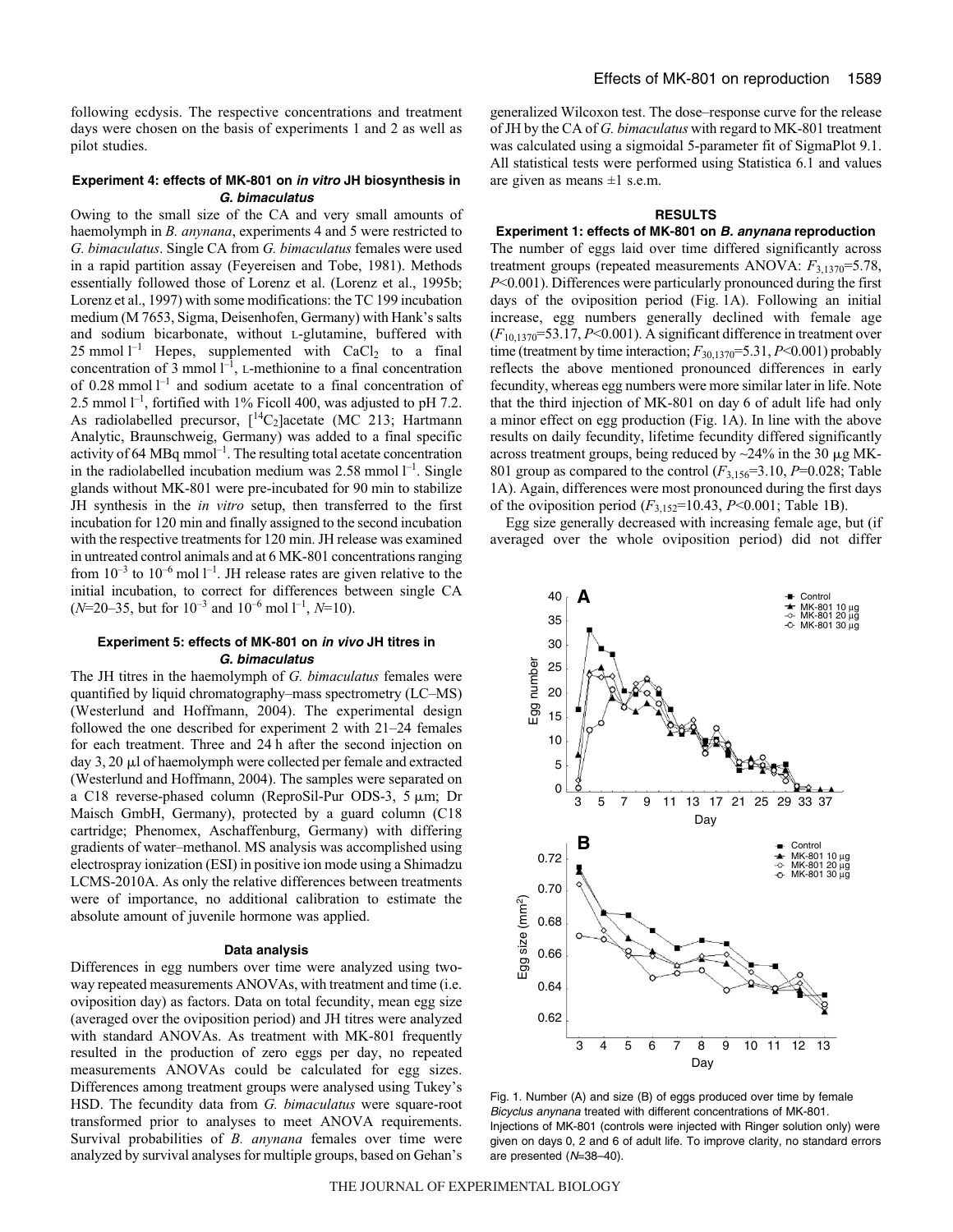following ecdysis. The respective concentrations and treatment days were chosen on the basis of experiments 1 and 2 as well as pilot studies.

### Experiment 4: effects of MK-801 on *in vitro* JH biosynthesis in *G. bimaculatus*

Owing to the small size of the CA and very small amounts of haemolymph in *B. anynana*, experiments 4 and 5 were restricted to *G. bimaculatus*. Single CA from *G. bimaculatus* females were used in a rapid partition assay (Feyereisen and Tobe, 1981). Methods essentially followed those of Lorenz et al. (Lorenz et al., 1995b; Lorenz et al., 1997) with some modifications: the TC 199 incubation medium (M 7653, Sigma, Deisenhofen, Germany) with Hank's salts and sodium bicarbonate, without L-glutamine, buffered with 25 mmol $l^{-1}$ Hepes, supplemented with $CaCl_2$ to a final concentration of 3 mmol $l^{-1}$, L-methionine to a final concentration of 0.28 mmol $l^{-1}$ and sodium acetate to a final concentration of 2.5 mmol $l^{-1}$, fortified with 1% Ficoll 400, was adjusted to pH 7.2. As radiolabelled precursor, $[^{14}C_2]$acetate (MC 213; Hartmann Analytic, Braunschweig, Germany) was added to a final specific activity of 64 MBq $mmol^{-1}$. The resulting total acetate concentration in the radiolabelled incubation medium was 2.58 mmol $l^{-1}$. Single glands without MK-801 were pre-incubated for 90 min to stabilize JH synthesis in the *in vitro* setup, then transferred to the first incubation for 120 min and finally assigned to the second incubation with the respective treatments for 120 min. JH release was examined in untreated control animals and at 6 MK-801 concentrations ranging from $10^{-3}$ to $10^{-6}$ mol $l^{-1}$. JH release rates are given relative to the initial incubation, to correct for differences between single CA ($N$=20–35, but for $10^{-3}$ and $10^{-6}$ mol $l^{-1}$, $N$=10).

### Experiment 5: effects of MK-801 on *in vivo* JH titres in *G. bimaculatus*

The JH titres in the haemolymph of *G. bimaculatus* females were quantified by liquid chromatography–mass spectrometry (LC–MS) (Westerlund and Hoffmann, 2004). The experimental design followed the one described for experiment 2 with 21–24 females for each treatment. Three and 24 h after the second injection on day 3, 20 μl of haemolymph were collected per female and extracted (Westerlund and Hoffmann, 2004). The samples were separated on a C18 reversed-phased column (ReproSil-Pur ODS-3, 5 μm; Dr Maisch GmbH, Germany), protected by a guard column (C18 cartridge; Phenomex, Aschaffenburg, Germany) with differing gradients of water–methanol. MS analysis was accomplished using electrospray ionization (ESI) in positive ion mode using a Shimadzu LCMS-2010A. As only the relative differences between treatments were of importance, no additional calibration to estimate the absolute amount of juvenile hormone was applied.

### Data analysis

Differences in egg numbers over time were analyzed using two-way repeated measurements ANOVAs, with treatment and time (i.e. oviposition day) as factors. Data on total fecundity, mean egg size (averaged over the oviposition period) and JH titres were analyzed with standard ANOVAs. As treatment with MK-801 frequently resulted in the production of zero eggs per day, no repeated measurements ANOVAs could be calculated for egg sizes. Differences among treatment groups were analysed using Tukey's HSD. The fecundity data from *G. bimaculatus* were square-root transformed prior to analyses to meet ANOVA requirements. Survival probabilities of *B. anynana* females over time were analyzed by survival analyses for multiple groups, based on Gehan's generalized Wilcoxon test. The dose–response curve for the release of JH by the CA of *G. bimaculatus* with regard to MK-801 treatment was calculated using a sigmoidal 5-parameter fit of SigmaPlot 9.1. All statistical tests were performed using Statistica 6.1 and values are given as means ±1 s.e.m.

## RESULTS

### Experiment 1: effects of MK-801 on *B. anynana* reproduction

The number of eggs laid over time differed significantly across treatment groups (repeated measurements ANOVA: $F_{3,1370}$=5.78, $P$<0.001). Differences were particularly pronounced during the first days of the oviposition period (Fig. 1A). Following an initial increase, egg numbers generally declined with female age ($F_{10,1370}$=53.17, $P$<0.001). A significant difference in treatment over time (treatment by time interaction; $F_{30,1370}$=5.31, $P$<0.001) probably reflects the above mentioned pronounced differences in early fecundity, whereas egg numbers were more similar later in life. Note that the third injection of MK-801 on day 6 of adult life had only a minor effect on egg production (Fig. 1A). In line with the above results on daily fecundity, lifetime fecundity differed significantly across treatment groups, being reduced by ~24% in the 30 μg MK-801 group as compared to the control ($F_{3,156}$=3.10, $P$=0.028; Table 1A). Again, differences were most pronounced during the first days of the oviposition period ($F_{3,152}$=10.43, $P$<0.001; Table 1B).

Egg size generally decreased with increasing female age, but (if averaged over the whole oviposition period) did not differ

Fig. 1. Number (A) and size (B) of eggs produced over time by female *Bicyclus anynana* treated with different concentrations of MK-801. Injections of MK-801 (controls were injected with Ringer solution only) were given on days 0, 2 and 6 of adult life. To improve clarity, no standard errors are presented ($N$=38–40).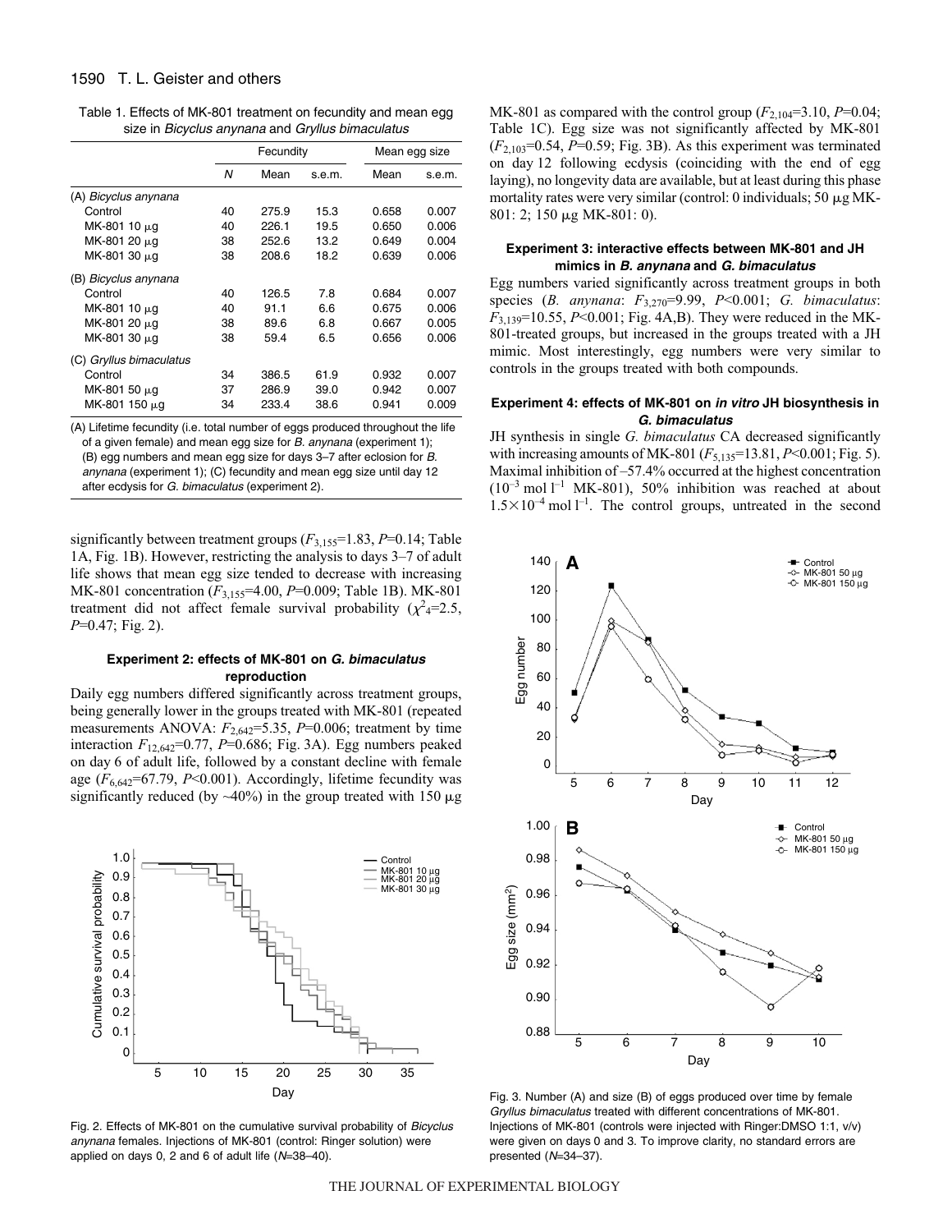Table 1. Effects of MK-801 treatment on fecundity and mean egg size in *Bicyclus anynana* and *Gryllus bimaculatus*

| | Fecundity | | | Mean egg size | |
|---|---|---|---|---|---|
| | N | Mean | s.e.m. | Mean | s.e.m. |
| (A) *Bicyclus anynana* | | | | | |
| Control | 40 | 275.9 | 15.3 | 0.658 | 0.007 |
| MK-801 10 μg | 40 | 226.1 | 19.5 | 0.650 | 0.006 |
| MK-801 20 μg | 38 | 252.6 | 13.2 | 0.649 | 0.004 |
| MK-801 30 μg | 38 | 208.6 | 18.2 | 0.639 | 0.006 |
| (B) *Bicyclus anynana* | | | | | |
| Control | 40 | 126.5 | 7.8 | 0.684 | 0.007 |
| MK-801 10 μg | 40 | 91.1 | 6.6 | 0.675 | 0.006 |
| MK-801 20 μg | 38 | 89.6 | 6.8 | 0.667 | 0.005 |
| MK-801 30 μg | 38 | 59.4 | 6.5 | 0.656 | 0.006 |
| (C) *Gryllus bimaculatus* | | | | | |
| Control | 34 | 386.5 | 61.9 | 0.932 | 0.007 |
| MK-801 50 μg | 37 | 286.9 | 39.0 | 0.942 | 0.007 |
| MK-801 150 μg | 34 | 233.4 | 38.6 | 0.941 | 0.009 |

(A) Lifetime fecundity (i.e. total number of eggs produced throughout the life of a given female) and mean egg size for *B. anynana* (experiment 1); (B) egg numbers and mean egg size for days 3–7 after eclosion for *B. anynana* (experiment 1); (C) fecundity and mean egg size until day 12 after ecdysis for *G. bimaculatus* (experiment 2).

significantly between treatment groups ($F_{3,155}$=1.83, $P$=0.14; Table 1A, Fig. 1B). However, restricting the analysis to days 3–7 of adult life shows that mean egg size tended to decrease with increasing MK-801 concentration ($F_{3,155}$=4.00, $P$=0.009; Table 1B). MK-801 treatment did not affect female survival probability ($\chi^2_4$=2.5, $P$=0.47; Fig. 2).

#### Experiment 2: effects of MK-801 on *G. bimaculatus* reproduction

Daily egg numbers differed significantly across treatment groups, being generally lower in the groups treated with MK-801 (repeated measurements ANOVA: $F_{2,642}$=5.35, $P$=0.006; treatment by time interaction $F_{12,642}$=0.77, $P$=0.686; Fig. 3A). Egg numbers peaked on day 6 of adult life, followed by a constant decline with female age ($F_{6,642}$=67.79, $P$<0.001). Accordingly, lifetime fecundity was significantly reduced (by ~40%) in the group treated with 150 μg MK-801 as compared with the control group ($F_{2,104}$=3.10, $P$=0.04; Table 1C). Egg size was not significantly affected by MK-801 ($F_{2,103}$=0.54, $P$=0.59; Fig. 3B). As this experiment was terminated on day 12 following ecdysis (coinciding with the end of egg laying), no longevity data are available, but at least during this phase mortality rates were very similar (control: 0 individuals; 50 μg MK-801: 2; 150 μg MK-801: 0).

Fig. 2. Effects of MK-801 on the cumulative survival probability of *Bicyclus anynana* females. Injections of MK-801 (control: Ringer solution) were applied on days 0, 2 and 6 of adult life ($N$=38–40).

#### Experiment 3: interactive effects between MK-801 and JH mimics in *B. anynana* and *G. bimaculatus*

Egg numbers varied significantly across treatment groups in both species (*B. anynana*: $F_{3,270}$=9.99, $P$<0.001; *G. bimaculatus*: $F_{3,139}$=10.55, $P$<0.001; Fig. 4A,B). They were reduced in the MK-801-treated groups, but increased in the groups treated with a JH mimic. Most interestingly, egg numbers were very similar to controls in the groups treated with both compounds.

#### Experiment 4: effects of MK-801 on *in vitro* JH biosynthesis in *G. bimaculatus*

JH synthesis in single *G. bimaculatus* CA decreased significantly with increasing amounts of MK-801 ($F_{5,135}$=13.81, $P$<0.001; Fig. 5). Maximal inhibition of –57.4% occurred at the highest concentration ($10^{-3}$ mol l$^{-1}$ MK-801), 50% inhibition was reached at about $1.5\times10^{-4}$ mol l$^{-1}$. The control groups, untreated in the second

Fig. 3. Number (A) and size (B) of eggs produced over time by female *Gryllus bimaculatus* treated with different concentrations of MK-801. Injections of MK-801 (controls were injected with Ringer:DMSO 1:1, v/v) were given on days 0 and 3. To improve clarity, no standard errors are presented ($N$=34–37).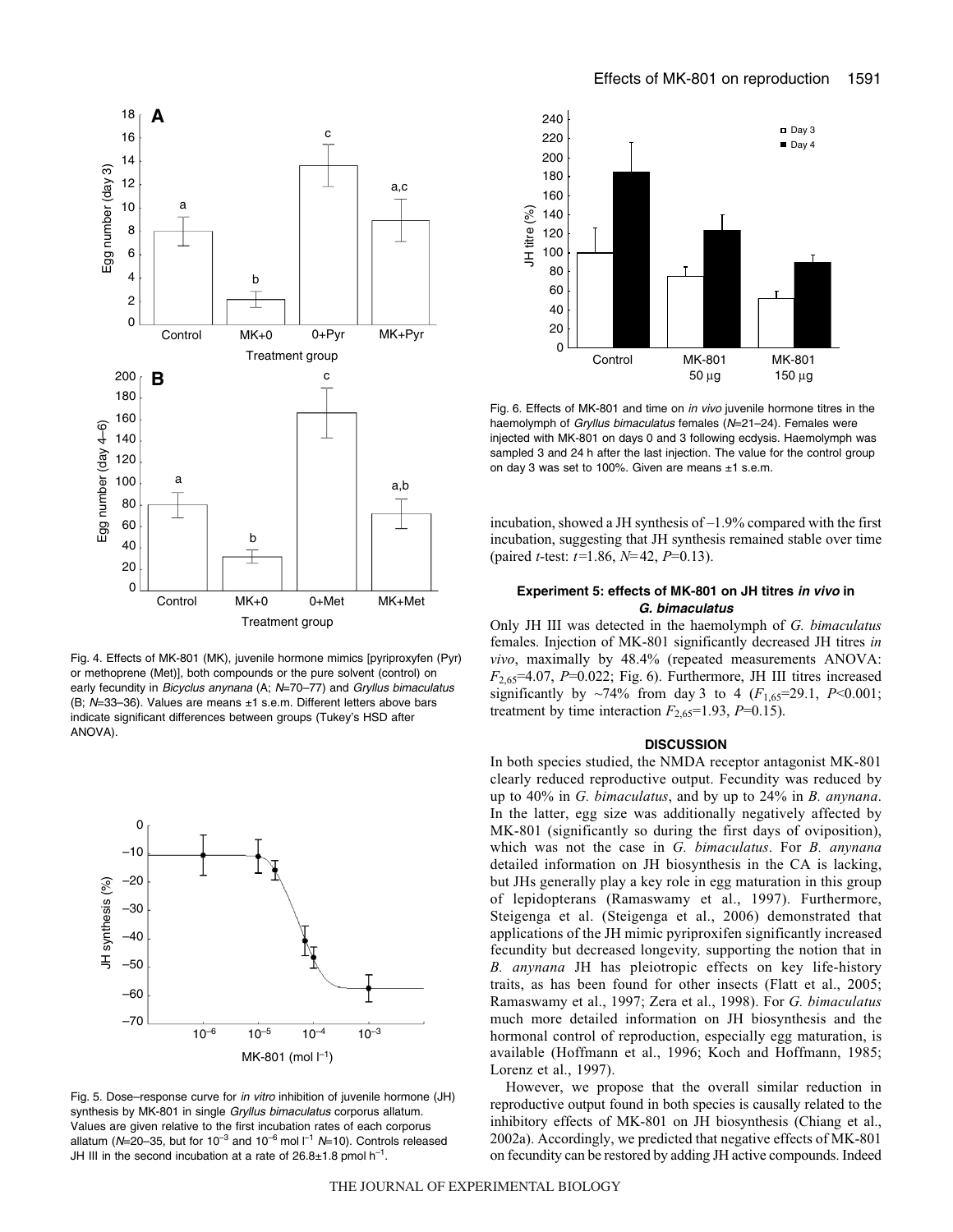Fig. 4. Effects of MK-801 (MK), juvenile hormone mimics [pyriproxyfen (Pyr) or methoprene (Met)], both compounds or the pure solvent (control) on early fecundity in *Bicyclus anynana* (A; $N$=70–77) and *Gryllus bimaculatus* (B; $N$=33–36). Values are means ±1 s.e.m. Different letters above bars indicate significant differences between groups (Tukey's HSD after ANOVA).

Fig. 5. Dose–response curve for *in vitro* inhibition of juvenile hormone (JH) synthesis by MK-801 in single *Gryllus bimaculatus* corporus allatum. Values are given relative to the first incubation rates of each corporus allatum ($N$=20–35, but for $10^{-3}$ and $10^{-6}$ mol $l^{-1}$ $N$=10). Controls released JH III in the second incubation at a rate of 26.8±1.8 pmol $h^{-1}$.

Fig. 6. Effects of MK-801 and time on *in vivo* juvenile hormone titres in the haemolymph of *Gryllus bimaculatus* females ($N$=21–24). Females were injected with MK-801 on days 0 and 3 following ecdysis. Haemolymph was sampled 3 and 24 h after the last injection. The value for the control group on day 3 was set to 100%. Given are means ±1 s.e.m.

incubation, showed a JH synthesis of –1.9% compared with the first incubation, suggesting that JH synthesis remained stable over time (paired $t$-test: $t$=1.86, $N$=42, $P$=0.13).

### Experiment 5: effects of MK-801 on JH titres *in vivo* in *G. bimaculatus*

Only JH III was detected in the haemolymph of *G. bimaculatus* females. Injection of MK-801 significantly decreased JH titres *in vivo*, maximally by 48.4% (repeated measurements ANOVA: $F_{2,65}$=4.07, $P$=0.022; Fig. 6). Furthermore, JH III titres increased significantly by ~74% from day 3 to 4 ($F_{1,65}$=29.1, $P$<0.001; treatment by time interaction $F_{2,65}$=1.93, $P$=0.15).

## DISCUSSION

In both species studied, the NMDA receptor antagonist MK-801 clearly reduced reproductive output. Fecundity was reduced by up to 40% in *G. bimaculatus*, and by up to 24% in *B. anynana*. In the latter, egg size was additionally negatively affected by MK-801 (significantly so during the first days of oviposition), which was not the case in *G. bimaculatus*. For *B. anynana* detailed information on JH biosynthesis in the CA is lacking, but JHs generally play a key role in egg maturation in this group of lepidopterans (Ramaswamy et al., 1997). Furthermore, Steigenga et al. (Steigenga et al., 2006) demonstrated that applications of the JH mimic pyriproxifen significantly increased fecundity but decreased longevity*,* supporting the notion that in *B. anynana* JH has pleiotropic effects on key life-history traits, as has been found for other insects (Flatt et al., 2005; Ramaswamy et al., 1997; Zera et al., 1998). For *G. bimaculatus* much more detailed information on JH biosynthesis and the hormonal control of reproduction, especially egg maturation, is available (Hoffmann et al., 1996; Koch and Hoffmann, 1985; Lorenz et al., 1997).

However, we propose that the overall similar reduction in reproductive output found in both species is causally related to the inhibitory effects of MK-801 on JH biosynthesis (Chiang et al., 2002a). Accordingly, we predicted that negative effects of MK-801 on fecundity can be restored by adding JH active compounds. Indeed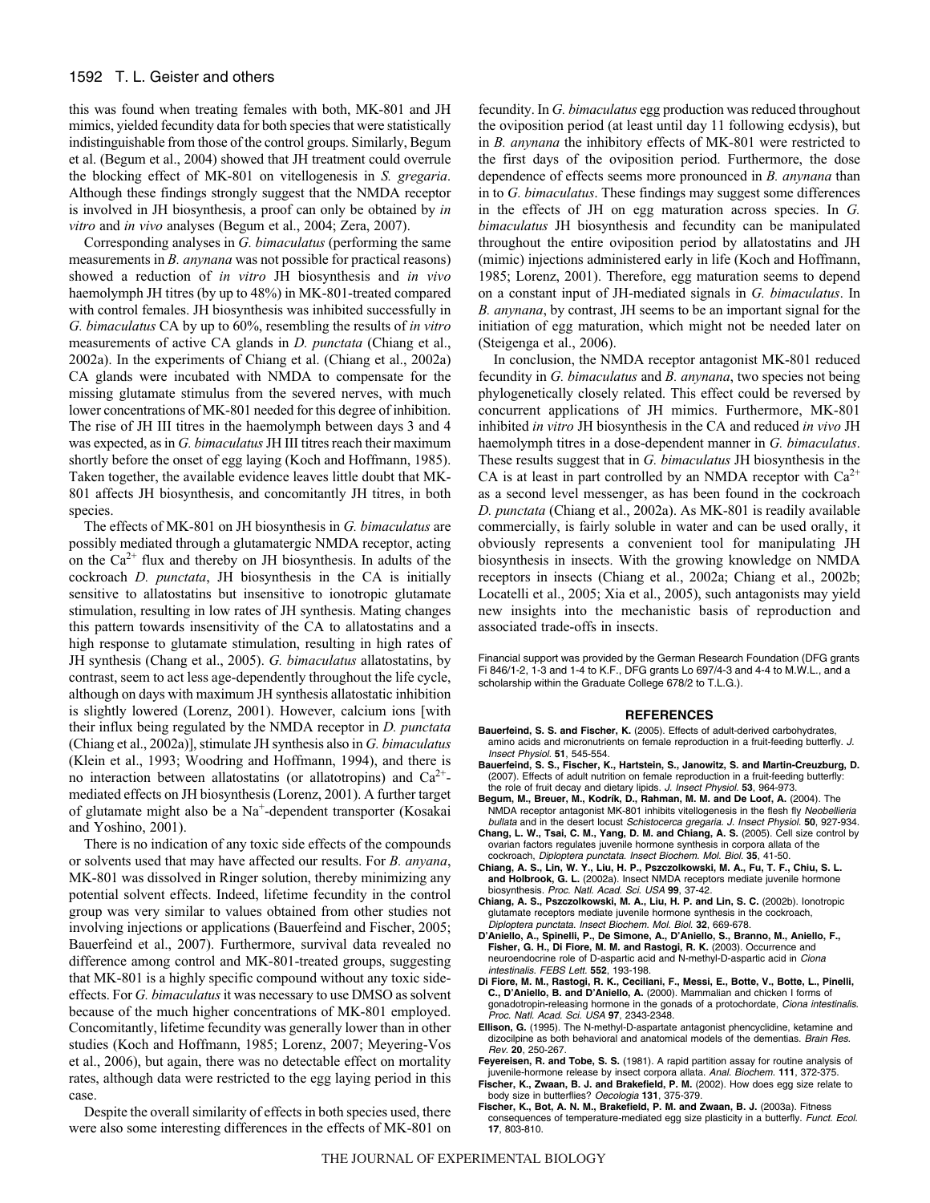this was found when treating females with both, MK-801 and JH mimics, yielded fecundity data for both species that were statistically indistinguishable from those of the control groups. Similarly, Begum et al. (Begum et al., 2004) showed that JH treatment could overrule the blocking effect of MK-801 on vitellogenesis in *S. gregaria*. Although these findings strongly suggest that the NMDA receptor is involved in JH biosynthesis, a proof can only be obtained by *in vitro* and *in vivo* analyses (Begum et al., 2004; Zera, 2007).

Corresponding analyses in *G. bimaculatus* (performing the same measurements in *B. anynana* was not possible for practical reasons) showed a reduction of *in vitro* JH biosynthesis and *in vivo* haemolymph JH titres (by up to 48%) in MK-801-treated compared with control females. JH biosynthesis was inhibited successfully in *G. bimaculatus* CA by up to 60%, resembling the results of *in vitro* measurements of active CA glands in *D. punctata* (Chiang et al., 2002a). In the experiments of Chiang et al. (Chiang et al., 2002a) CA glands were incubated with NMDA to compensate for the missing glutamate stimulus from the severed nerves, with much lower concentrations of MK-801 needed for this degree of inhibition. The rise of JH III titres in the haemolymph between days 3 and 4 was expected, as in *G. bimaculatus* JH III titres reach their maximum shortly before the onset of egg laying (Koch and Hoffmann, 1985). Taken together, the available evidence leaves little doubt that MK-801 affects JH biosynthesis, and concomitantly JH titres, in both species.

The effects of MK-801 on JH biosynthesis in *G. bimaculatus* are possibly mediated through a glutamatergic NMDA receptor, acting on the $Ca^{2+}$ flux and thereby on JH biosynthesis. In adults of the cockroach *D. punctata*, JH biosynthesis in the CA is initially sensitive to allatostatins but insensitive to ionotropic glutamate stimulation, resulting in low rates of JH synthesis. Mating changes this pattern towards insensitivity of the CA to allatostatins and a high response to glutamate stimulation, resulting in high rates of JH synthesis (Chang et al., 2005). *G. bimaculatus* allatostatins, by contrast, seem to act less age-dependently throughout the life cycle, although on days with maximum JH synthesis allatostatic inhibition is slightly lowered (Lorenz, 2001). However, calcium ions [with their influx being regulated by the NMDA receptor in *D. punctata* (Chiang et al., 2002a)], stimulate JH synthesis also in *G. bimaculatus* (Klein et al., 1993; Woodring and Hoffmann, 1994), and there is no interaction between allatostatins (or allatotropins) and $Ca^{2+}$-mediated effects on JH biosynthesis (Lorenz, 2001). A further target of glutamate might also be a $Na^{+}$-dependent transporter (Kosakai and Yoshino, 2001).

There is no indication of any toxic side effects of the compounds or solvents used that may have affected our results. For *B. anyana*, MK-801 was dissolved in Ringer solution, thereby minimizing any potential solvent effects. Indeed, lifetime fecundity in the control group was very similar to values obtained from other studies not involving injections or applications (Bauerfeind and Fischer, 2005; Bauerfeind et al., 2007). Furthermore, survival data revealed no difference among control and MK-801-treated groups, suggesting that MK-801 is a highly specific compound without any toxic side-effects. For *G. bimaculatus* it was necessary to use DMSO as solvent because of the much higher concentrations of MK-801 employed. Concomitantly, lifetime fecundity was generally lower than in other studies (Koch and Hoffmann, 1985; Lorenz, 2007; Meyering-Vos et al., 2006), but again, there was no detectable effect on mortality rates, although data were restricted to the egg laying period in this case.

Despite the overall similarity of effects in both species used, there were also some interesting differences in the effects of MK-801 on fecundity. In *G. bimaculatus* egg production was reduced throughout the oviposition period (at least until day 11 following ecdysis), but in *B. anynana* the inhibitory effects of MK-801 were restricted to the first days of the oviposition period. Furthermore, the dose dependence of effects seems more pronounced in *B. anynana* than in to *G. bimaculatus*. These findings may suggest some differences in the effects of JH on egg maturation across species. In *G. bimaculatus* JH biosynthesis and fecundity can be manipulated throughout the entire oviposition period by allatostatins and JH (mimic) injections administered early in life (Koch and Hoffmann, 1985; Lorenz, 2001). Therefore, egg maturation seems to depend on a constant input of JH-mediated signals in *G. bimaculatus*. In *B. anynana*, by contrast, JH seems to be an important signal for the initiation of egg maturation, which might not be needed later on (Steigenga et al., 2006).

In conclusion, the NMDA receptor antagonist MK-801 reduced fecundity in *G. bimaculatus* and *B. anynana*, two species not being phylogenetically closely related. This effect could be reversed by concurrent applications of JH mimics. Furthermore, MK-801 inhibited *in vitro* JH biosynthesis in the CA and reduced *in vivo* JH haemolymph titres in a dose-dependent manner in *G. bimaculatus*. These results suggest that in *G. bimaculatus* JH biosynthesis in the CA is at least in part controlled by an NMDA receptor with $Ca^{2+}$ as a second level messenger, as has been found in the cockroach *D. punctata* (Chiang et al., 2002a). As MK-801 is readily available commercially, is fairly soluble in water and can be used orally, it obviously represents a convenient tool for manipulating JH biosynthesis in insects. With the growing knowledge on NMDA receptors in insects (Chiang et al., 2002a; Chiang et al., 2002b; Locatelli et al., 2005; Xia et al., 2005), such antagonists may yield new insights into the mechanistic basis of reproduction and associated trade-offs in insects.

Financial support was provided by the German Research Foundation (DFG grants Fi 846/1-2, 1-3 and 1-4 to K.F., DFG grants Lo 697/4-3 and 4-4 to M.W.L., and a scholarship within the Graduate College 678/2 to T.L.G.).

## REFERENCES

**Bauerfeind, S. S. and Fischer, K.** (2005). Effects of adult-derived carbohydrates, amino acids and micronutrients on female reproduction in a fruit-feeding butterfly. *J. Insect Physiol.* **51**, 545-554.

**Bauerfeind, S. S., Fischer, K., Hartstein, S., Janowitz, S. and Martin-Creuzburg, D.** (2007). Effects of adult nutrition on female reproduction in a fruit-feeding butterfly: the role of fruit decay and dietary lipids. *J. Insect Physiol.* **53**, 964-973.

**Begum, M., Breuer, M., Kodrik, D., Rahman, M. M. and De Loof, A.** (2004). The NMDA receptor antagonist MK-801 inhibits vitellogenesis in the flesh fly *Neobellieria bullata* and in the desert locust *Schistocerca gregaria*. *J. Insect Physiol.* **50**, 927-934.

**Chang, L. W., Tsai, C. M., Yang, D. M. and Chiang, A. S.** (2005). Cell size control by ovarian factors regulates juvenile hormone synthesis in corpora allata of the cockroach, *Diploptera punctata*. *Insect Biochem. Mol. Biol.* **35**, 41-50.

**Chiang, A. S., Lin, W. Y., Liu, H. P., Pszczolkowski, M. A., Fu, T. F., Chiu, S. L. and Holbrook, G. L.** (2002a). Insect NMDA receptors mediate juvenile hormone biosynthesis. *Proc. Natl. Acad. Sci. USA* **99**, 37-42.

**Chiang, A. S., Pszczolkowski, M. A., Liu, H. P. and Lin, S. C.** (2002b). Ionotropic glutamate receptors mediate juvenile hormone synthesis in the cockroach, *Diploptera punctata*. *Insect Biochem. Mol. Biol.* **32**, 669-678.

**D'Aniello, A., Spinelli, P., De Simone, A., D'Aniello, S., Branno, M., Aniello, F., Fisher, G. H., Di Fiore, M. M. and Rastogi, R. K.** (2003). Occurrence and neuroendocrine role of D-aspartic acid and N-methyl-D-aspartic acid in *Ciona intestinalis*. *FEBS Lett.* **552**, 193-198.

**Di Fiore, M. M., Rastogi, R. K., Ceciliani, F., Messi, E., Botte, V., Botte, L., Pinelli, C., D'Aniello, B. and D'Aniello, A.** (2000). Mammalian and chicken I forms of gonadotropin-releasing hormone in the gonads of a protochordate, *Ciona intestinalis*. *Proc. Natl. Acad. Sci. USA* **97**, 2343-2348.

**Ellison, G.** (1995). The N-methyl-D-aspartate antagonist phencyclidine, ketamine and dizocilpine as both behavioral and anatomical models of the dementias. *Brain Res. Rev.* **20**, 250-267.

**Feyereisen, R. and Tobe, S. S.** (1981). A rapid partition assay for routine analysis of juvenile-hormone release by insect corpora allata. *Anal. Biochem.* **111**, 372-375.

**Fischer, K., Zwaan, B. J. and Brakefield, P. M.** (2002). How does egg size relate to body size in butterflies? *Oecologia* **131**, 375-379.

**Fischer, K., Bot, A. N. M., Brakefield, P. M. and Zwaan, B. J.** (2003a). Fitness consequences of temperature-mediated egg size plasticity in a butterfly. *Funct. Ecol.* **17**, 803-810.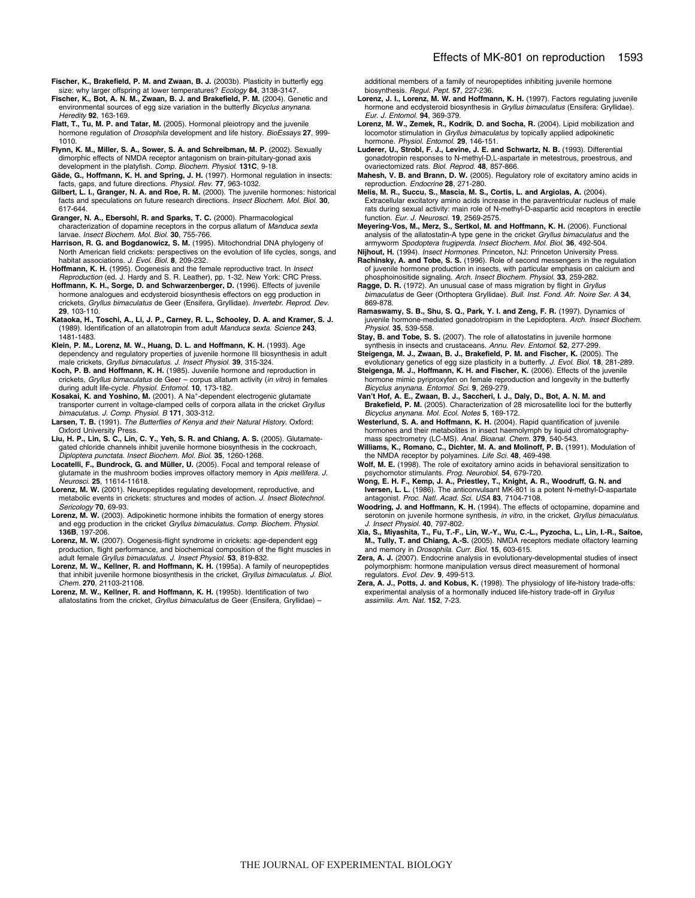**Fischer, K., Brakefield, P. M. and Zwaan, B. J.** (2003b). Plasticity in butterfly egg size: why larger offspring at lower temperatures? *Ecology* **84**, 3138-3147.

**Fischer, K., Bot, A. N. M., Zwaan, B. J. and Brakefield, P. M.** (2004). Genetic and environmental sources of egg size variation in the butterfly *Bicyclus anynana*. *Heredity* **92**, 163-169.

**Flatt, T., Tu, M. P. and Tatar, M.** (2005). Hormonal pleiotropy and the juvenile hormone regulation of *Drosophila* development and life history. *BioEssays* **27**, 999-1010.

**Flynn, K. M., Miller, S. A., Sower, S. A. and Schreibman, M. P.** (2002). Sexually dimorphic effects of NMDA receptor antagonism on brain-pituitary-gonad axis development in the platyfish. *Comp. Biochem. Physiol.* **131C**, 9-18.

**Gäde, G., Hoffmann, K. H. and Spring, J. H.** (1997). Hormonal regulation in insects: facts, gaps, and future directions. *Physiol. Rev.* **77**, 963-1032.

**Gilbert, L. I., Granger, N. A. and Roe, R. M.** (2000). The juvenile hormones: historical facts and speculations on future research directions. *Insect Biochem. Mol. Biol.* **30**, 617-644.

**Granger, N. A., Ebersohl, R. and Sparks, T. C.** (2000). Pharmacological characterization of dopamine receptors in the corpus allatum of *Manduca sexta* larvae. *Insect Biochem. Mol. Biol.* **30**, 755-766.

**Harrison, R. G. and Bogdanowicz, S. M.** (1995). Mitochondrial DNA phylogeny of North American field crickets: perspectives on the evolution of life cycles, songs, and habitat associations. *J. Evol. Biol.* **8**, 209-232.

**Hoffmann, K. H.** (1995). Oogenesis and the female reproductive tract. In *Insect Reproduction* (ed. J. Hardy and S. R. Leather), pp. 1-32. New York: CRC Press.

**Hoffmann, K. H., Sorge, D. and Schwarzenberger, D.** (1996). Effects of juvenile hormone analogues and ecdysteroid biosynthesis effectors on egg production in crickets, *Gryllus bimaculatus* de Geer (Ensifera, Gryllidae). *Invertebr. Reprod. Dev.* **29**, 103-110.

**Kataoka, H., Toschi, A., Li, J. P., Carney, R. L., Schooley, D. A. and Kramer, S. J.** (1989). Identification of an allatotropin from adult *Manduca sexta*. *Science* **243**, 1481-1483.

**Klein, P. M., Lorenz, M. W., Huang, D. L. and Hoffmann, K. H.** (1993). Age dependency and regulatory properties of juvenile hormone III biosynthesis in adult male crickets, *Gryllus bimaculatus*. *J. Insect Physiol.* **39**, 315-324.

**Koch, P. B. and Hoffmann, K. H.** (1985). Juvenile hormone and reproduction in crickets, *Gryllus bimaculatus* de Geer – corpus allatum activity (*in vitro*) in females during adult life-cycle. *Physiol. Entomol.* **10**, 173-182.

**Kosakai, K. and Yoshino, M.** (2001). A $Na^{+}$-dependent electrogenic glutamate transporter current in voltage-clamped cells of corpora allata in the cricket *Gryllus bimaculatus*. *J. Comp. Physiol. B* **171**, 303-312.

**Larsen, T. B.** (1991). *The Butterflies of Kenya and their Natural History*. Oxford: Oxford University Press.

**Liu, H. P., Lin, S. C., Lin, C. Y., Yeh, S. R. and Chiang, A. S.** (2005). Glutamate-gated chloride channels inhibit juvenile hormone biosynthesis in the cockroach, *Diploptera punctata*. *Insect Biochem. Mol. Biol.* **35**, 1260-1268.

**Locatelli, F., Bundrock, G. and Müller, U.** (2005). Focal and temporal release of glutamate in the mushroom bodies improves olfactory memory in *Apis mellifera*. *J. Neurosci.* **25**, 11614-11618.

**Lorenz, M. W.** (2001). Neuropeptides regulating development, reproductive, and metabolic events in crickets: structures and modes of action. *J. Insect Biotechnol. Sericology* **70**, 69-93.

**Lorenz, M. W.** (2003). Adipokinetic hormone inhibits the formation of energy stores and egg production in the cricket *Gryllus bimaculatus*. *Comp. Biochem. Physiol.* **136B**, 197-206.

**Lorenz, M. W.** (2007). Oogenesis-flight syndrome in crickets: age-dependent egg production, flight performance, and biochemical composition of the flight muscles in adult female *Gryllus bimaculatus*. *J. Insect Physiol.* **53**, 819-832.

**Lorenz, M. W., Kellner, R. and Hoffmann, K. H.** (1995a). A family of neuropeptides that inhibit juvenile hormone biosynthesis in the cricket, *Gryllus bimaculatus*. *J. Biol. Chem.* **270**, 21103-21108.

**Lorenz, M. W., Kellner, R. and Hoffmann, K. H.** (1995b). Identification of two allatostatins from the cricket, *Gryllus bimaculatus* de Geer (Ensifera, Gryllidae) – additional members of a family of neuropeptides inhibiting juvenile hormone biosynthesis. *Regul. Pept.* **57**, 227-236.

**Lorenz, J. I., Lorenz, M. W. and Hoffmann, K. H.** (1997). Factors regulating juvenile hormone and ecdysteroid biosynthesis in *Gryllus bimaculatus* (Ensifera: Gryllidae). *Eur. J. Entomol.* **94**, 369-379.

**Lorenz, M. W., Zemek, R., Kodrik, D. and Socha, R.** (2004). Lipid mobilization and locomotor stimulation in *Gryllus bimaculatus* by topically applied adipokinetic hormone. *Physiol. Entomol.* **29**, 146-151.

**Luderer, U., Strobl, F. J., Levine, J. E. and Schwartz, N. B.** (1993). Differential gonadotropin responses to N-methyl-D,L-aspartate in metestrous, proestrous, and ovariectomized rats. *Biol. Reprod.* **48**, 857-866.

**Mahesh, V. B. and Brann, D. W.** (2005). Regulatory role of excitatory amino acids in reproduction. *Endocrine* **28**, 271-280.

**Melis, M. R., Succu, S., Mascia, M. S., Cortis, L. and Argiolas, A.** (2004). Extracellular excitatory amino acids increase in the paraventricular nucleus of male rats during sexual activity: main role of N-methyl-D-aspartic acid receptors in erectile function. *Eur. J. Neurosci.* **19**, 2569-2575.

**Meyering-Vos, M., Merz, S., Sertkol, M. and Hoffmann, K. H.** (2006). Functional analysis of the allatostatin-A type gene in the cricket *Gryllus bimaculatus* and the armyworm *Spodoptera frugiperda*. *Insect Biochem. Mol. Biol.* **36**, 492-504.

**Nijhout, H.** (1994). *Insect Hormones*. Princeton, NJ: Princeton University Press.

**Rachinsky, A. and Tobe, S. S.** (1996). Role of second messengers in the regulation of juvenile hormone production in insects, with particular emphasis on calcium and phosphoinositide signaling. *Arch. Insect Biochem. Physiol.* **33**, 259-282.

**Ragge, D. R.** (1972). An unusual case of mass migration by flight in *Gryllus bimaculatus* de Geer (Orthoptera Gryllidae). *Bull. Inst. Fond. Afr. Noire Ser. A* **34**, 869-878.

**Ramaswamy, S. B., Shu, S. Q., Park, Y. I. and Zeng, F. R.** (1997). Dynamics of juvenile hormone-mediated gonadotropism in the Lepidoptera. *Arch. Insect Biochem. Physiol.* **35**, 539-558.

**Stay, B. and Tobe, S. S.** (2007). The role of allatostatins in juvenile hormone synthesis in insects and crustaceans. *Annu. Rev. Entomol.* **52**, 277-299.

**Steigenga, M. J., Zwaan, B. J., Brakefield, P. M. and Fischer, K.** (2005). The evolutionary genetics of egg size plasticity in a butterfly. *J. Evol. Biol.* **18**, 281-289.

**Steigenga, M. J., Hoffmann, K. H. and Fischer, K.** (2006). Effects of the juvenile hormone mimic pyriproxyfen on female reproduction and longevity in the butterfly *Bicyclus anynana*. *Entomol. Sci.* **9**, 269-279.

**Van't Hof, A. E., Zwaan, B. J., Saccheri, I. J., Daly, D., Bot, A. N. M. and Brakefield, P. M.** (2005). Characterization of 28 microsatellite loci for the butterfly *Bicyclus anynana*. *Mol. Ecol. Notes* **5**, 169-172.

**Westerlund, S. A. and Hoffmann, K. H.** (2004). Rapid quantification of juvenile hormones and their metabolites in insect haemolymph by liquid chromatography-mass spectrometry (LC-MS). *Anal. Bioanal. Chem.* **379**, 540-543.

**Williams, K., Romano, C., Dichter, M. A. and Molinoff, P. B.** (1991). Modulation of the NMDA receptor by polyamines. *Life Sci.* **48**, 469-498.

**Wolf, M. E.** (1998). The role of excitatory amino acids in behavioral sensitization to psychomotor stimulants. *Prog. Neurobiol.* **54**, 679-720.

**Wong, E. H. F., Kemp, J. A., Priestley, T., Knight, A. R., Woodruff, G. N. and Iversen, L. L.** (1986). The anticonvulsant MK-801 is a potent N-methyl-D-aspartate antagonist. *Proc. Natl. Acad. Sci. USA* **83**, 7104-7108.

**Woodring, J. and Hoffmann, K. H.** (1994). The effects of octopamine, dopamine and serotonin on juvenile hormone synthesis, *in vitro*, in the cricket, *Gryllus bimaculatus*. *J. Insect Physiol.* **40**, 797-802.

**Xia, S., Miyashita, T., Fu, T.-F., Lin, W.-Y., Wu, C.-L., Pyzocha, L., Lin, I.-R., Saitoe, M., Tully, T. and Chiang, A.-S.** (2005). NMDA receptors mediate olfactory learning and memory in *Drosophila*. *Curr. Biol.* **15**, 603-615.

**Zera, A. J.** (2007). Endocrine analysis in evolutionary-developmental studies of insect polymorphism: hormone manipulation versus direct measurement of hormonal regulators. *Evol. Dev.* **9**, 499-513.

**Zera, A. J., Potts, J. and Kobus, K.** (1998). The physiology of life-history trade-offs: experimental analysis of a hormonally induced life-history trade-off in *Gryllus assimilis*. *Am. Nat.* **152**, 7-23.